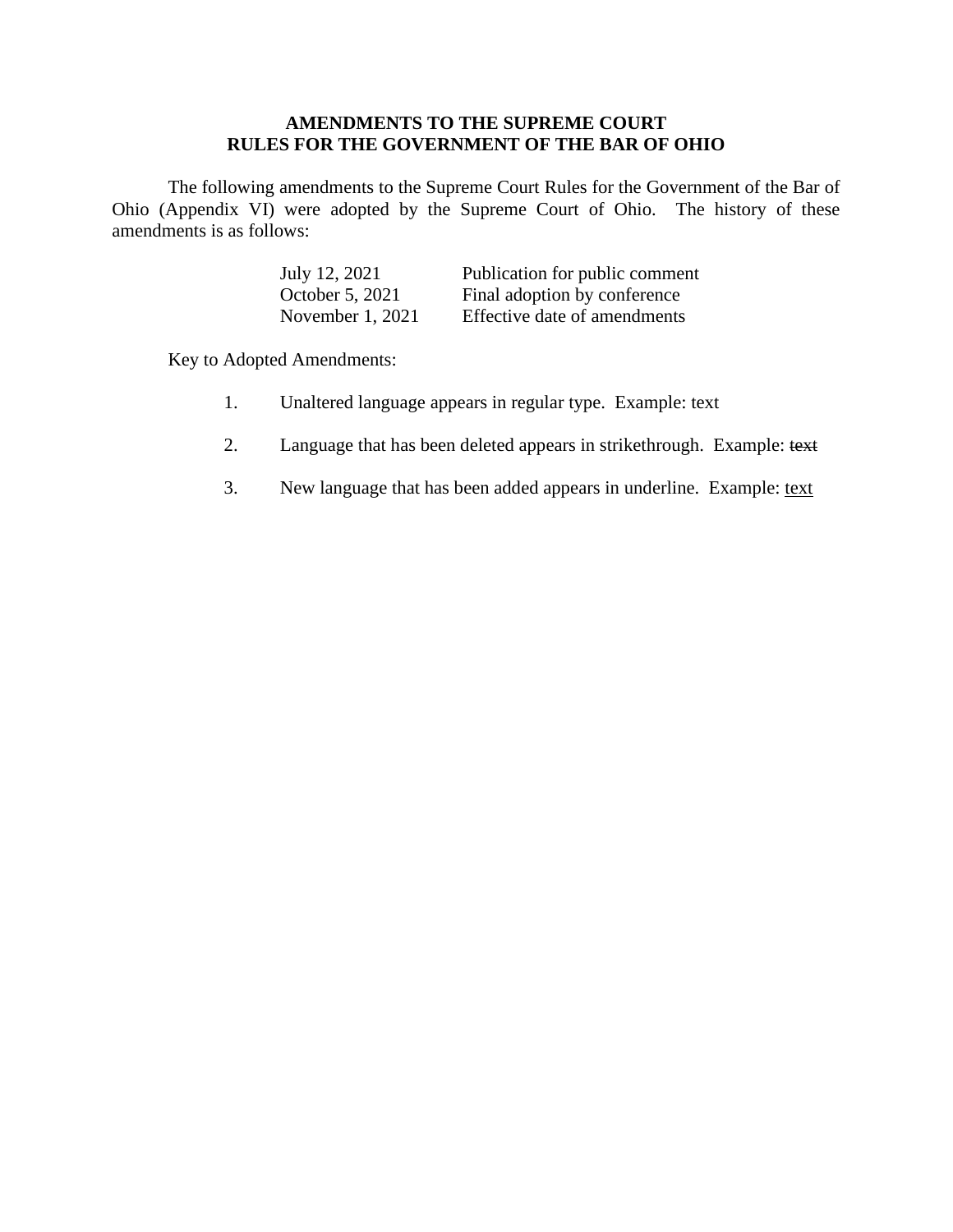# AMENDMENTS TO THE SUPREME COURT RULES FOR THE GOVERNMENT OF THE BAR OF OHIO

The following amendments to the Supreme Court Rules for the Government of the Bar of Ohio (Appendix VI) were adopted by the Supreme Court of Ohio. The history of these amendments is as follows:

| | |
|---|---|
| July 12, 2021 | Publication for public comment |
| October 5, 2021 | Final adoption by conference |
| November 1, 2021 | Effective date of amendments |

Key to Adopted Amendments:

1. Unaltered language appears in regular type. Example: text

2. Language that has been deleted appears in strikethrough. Example: ~~text~~

3. New language that has been added appears in underline. Example: <u>text</u>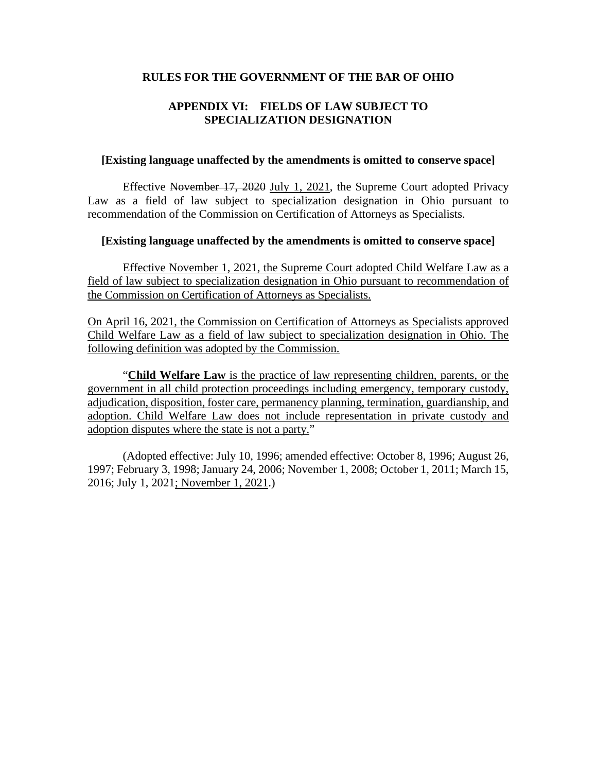**RULES FOR THE GOVERNMENT OF THE BAR OF OHIO**

**APPENDIX VI: FIELDS OF LAW SUBJECT TO SPECIALIZATION DESIGNATION**

**[Existing language unaffected by the amendments is omitted to conserve space]**

Effective ~~November 17, 2020~~ <u>July 1, 2021</u>, the Supreme Court adopted Privacy Law as a field of law subject to specialization designation in Ohio pursuant to recommendation of the Commission on Certification of Attorneys as Specialists.

**[Existing language unaffected by the amendments is omitted to conserve space]**

<u>Effective November 1, 2021, the Supreme Court adopted Child Welfare Law as a field of law subject to specialization designation in Ohio pursuant to recommendation of the Commission on Certification of Attorneys as Specialists.</u>

<u>On April 16, 2021, the Commission on Certification of Attorneys as Specialists approved Child Welfare Law as a field of law subject to specialization designation in Ohio. The following definition was adopted by the Commission.</u>

"<u>**Child Welfare Law** is the practice of law representing children, parents, or the government in all child protection proceedings including emergency, temporary custody, adjudication, disposition, foster care, permanency planning, termination, guardianship, and adoption. Child Welfare Law does not include representation in private custody and adoption disputes where the state is not a party.</u>"

(Adopted effective: July 10, 1996; amended effective: October 8, 1996; August 26, 1997; February 3, 1998; January 24, 2006; November 1, 2008; October 1, 2011; March 15, 2016; July 1, 2021<u>; November 1, 2021</u>.)